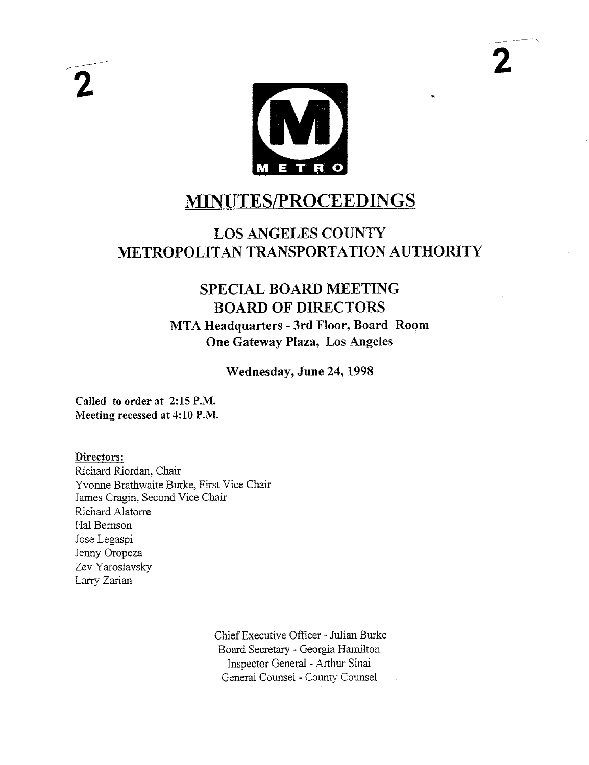# MINUTES/PROCEEDINGS

## LOS ANGELES COUNTY METROPOLITAN TRANSPORTATION AUTHORITY

## SPECIAL BOARD MEETING BOARD OF DIRECTORS

### MTA Headquarters - 3rd Floor, Board Room
### One Gateway Plaza, Los Angeles

**Wednesday, June 24, 1998**

**Called to order at 2:15 P.M.**
**Meeting recessed at 4:10 P.M.**

**Directors:**

Richard Riordan, Chair
Yvonne Brathwaite Burke, First Vice Chair
James Cragin, Second Vice Chair
Richard Alatorre
Hal Bernson
Jose Legaspi
Jenny Oropeza
Zev Yaroslavsky
Larry Zarian

Chief Executive Officer - Julian Burke
Board Secretary - Georgia Hamilton
Inspector General - Arthur Sinai
General Counsel - County Counsel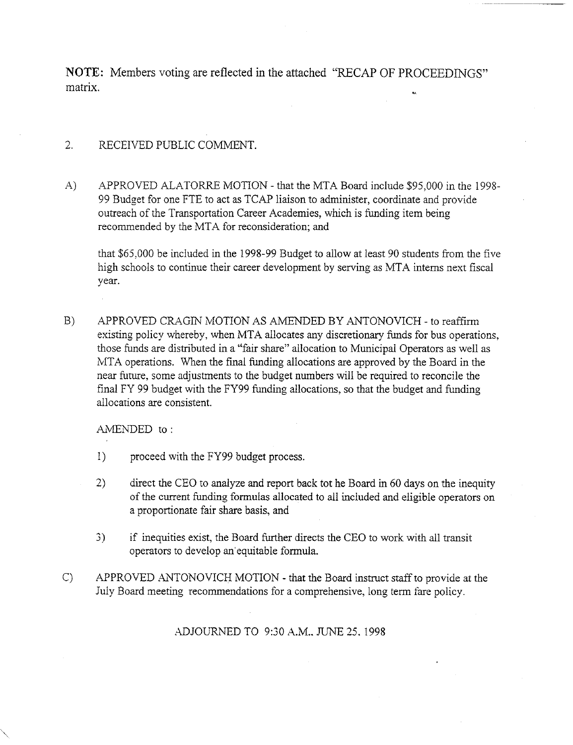**NOTE:** Members voting are reflected in the attached "RECAP OF PROCEEDINGS" matrix.

2. RECEIVED PUBLIC COMMENT.

A) APPROVED ALATORRE MOTION - that the MTA Board include $95,000 in the 1998-99 Budget for one FTE to act as TCAP liaison to administer, coordinate and provide outreach of the Transportation Career Academies, which is funding item being recommended by the MTA for reconsideration; and

   that $65,000 be included in the 1998-99 Budget to allow at least 90 students from the five high schools to continue their career development by serving as MTA interns next fiscal year.

B) APPROVED CRAGIN MOTION AS AMENDED BY ANTONOVICH - to reaffirm existing policy whereby, when MTA allocates any discretionary funds for bus operations, those funds are distributed in a "fair share" allocation to Municipal Operators as well as MTA operations. When the final funding allocations are approved by the Board in the near future, some adjustments to the budget numbers will be required to reconcile the final FY 99 budget with the FY99 funding allocations, so that the budget and funding allocations are consistent.

   AMENDED to :

   1) proceed with the FY99 budget process.

   2) direct the CEO to analyze and report back tot he Board in 60 days on the inequity of the current funding formulas allocated to all included and eligible operators on a proportionate fair share basis, and

   3) if inequities exist, the Board further directs the CEO to work with all transit operators to develop an equitable formula.

C) APPROVED ANTONOVICH MOTION - that the Board instruct staff to provide at the July Board meeting recommendations for a comprehensive, long term fare policy.

ADJOURNED TO 9:30 A.M., JUNE 25, 1998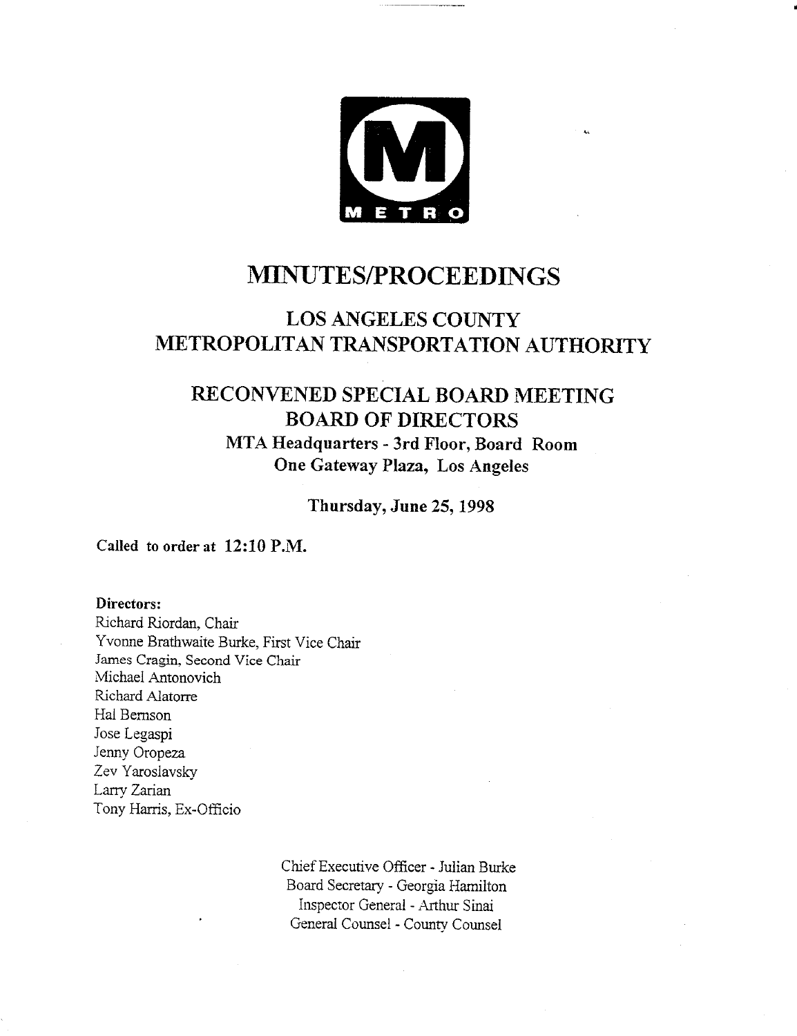# MINUTES/PROCEEDINGS

## LOS ANGELES COUNTY METROPOLITAN TRANSPORTATION AUTHORITY

## RECONVENED SPECIAL BOARD MEETING BOARD OF DIRECTORS

**MTA Headquarters - 3rd Floor, Board Room**
**One Gateway Plaza, Los Angeles**

**Thursday, June 25, 1998**

**Called to order at 12:10 P.M.**

**Directors:**
Richard Riordan, Chair
Yvonne Brathwaite Burke, First Vice Chair
James Cragin, Second Vice Chair
Michael Antonovich
Richard Alatorre
Hal Bernson
Jose Legaspi
Jenny Oropeza
Zev Yaroslavsky
Larry Zarian
Tony Harris, Ex-Officio

Chief Executive Officer - Julian Burke
Board Secretary - Georgia Hamilton
Inspector General - Arthur Sinai
General Counsel - County Counsel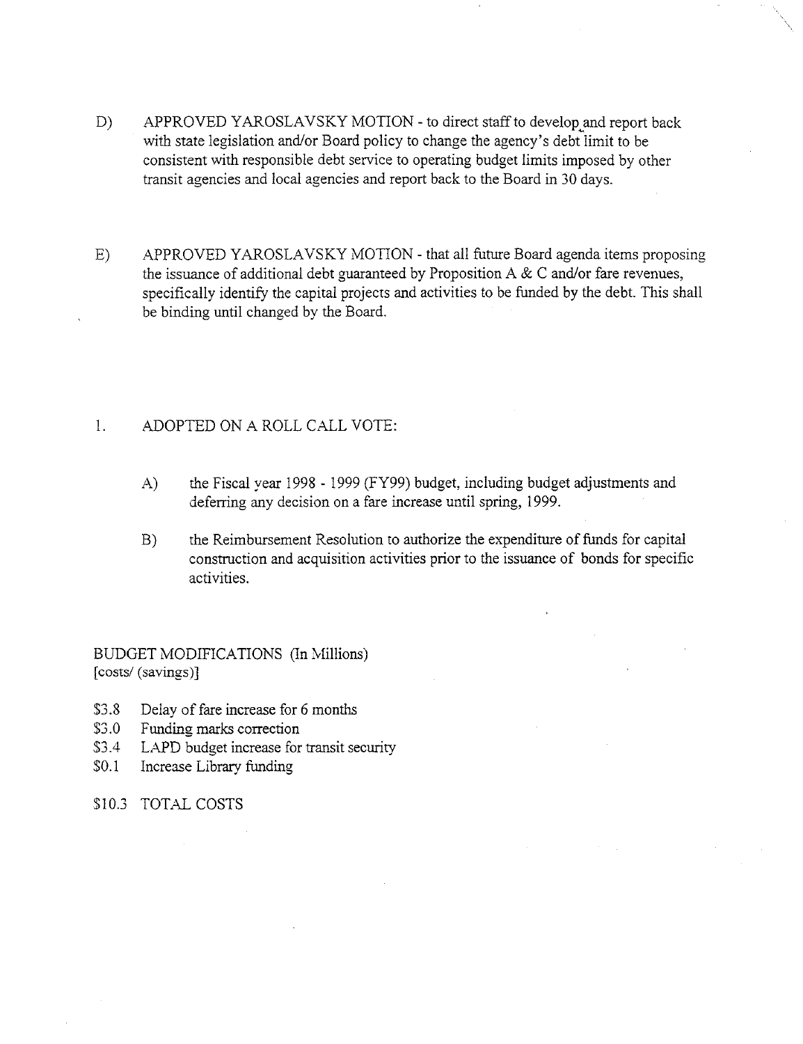D) APPROVED YAROSLAVSKY MOTION - to direct staff to develop and report back with state legislation and/or Board policy to change the agency's debt limit to be consistent with responsible debt service to operating budget limits imposed by other transit agencies and local agencies and report back to the Board in 30 days.

E) APPROVED YAROSLAVSKY MOTION - that all future Board agenda items proposing the issuance of additional debt guaranteed by Proposition A & C and/or fare revenues, specifically identify the capital projects and activities to be funded by the debt. This shall be binding until changed by the Board.

1. ADOPTED ON A ROLL CALL VOTE:

   A) the Fiscal year 1998 - 1999 (FY99) budget, including budget adjustments and deferring any decision on a fare increase until spring, 1999.

   B) the Reimbursement Resolution to authorize the expenditure of funds for capital construction and acquisition activities prior to the issuance of bonds for specific activities.

BUDGET MODIFICATIONS (In Millions)
[costs/ (savings)]

$3.8 Delay of fare increase for 6 months
$3.0 Funding marks correction
$3.4 LAPD budget increase for transit security
$0.1 Increase Library funding

$10.3 TOTAL COSTS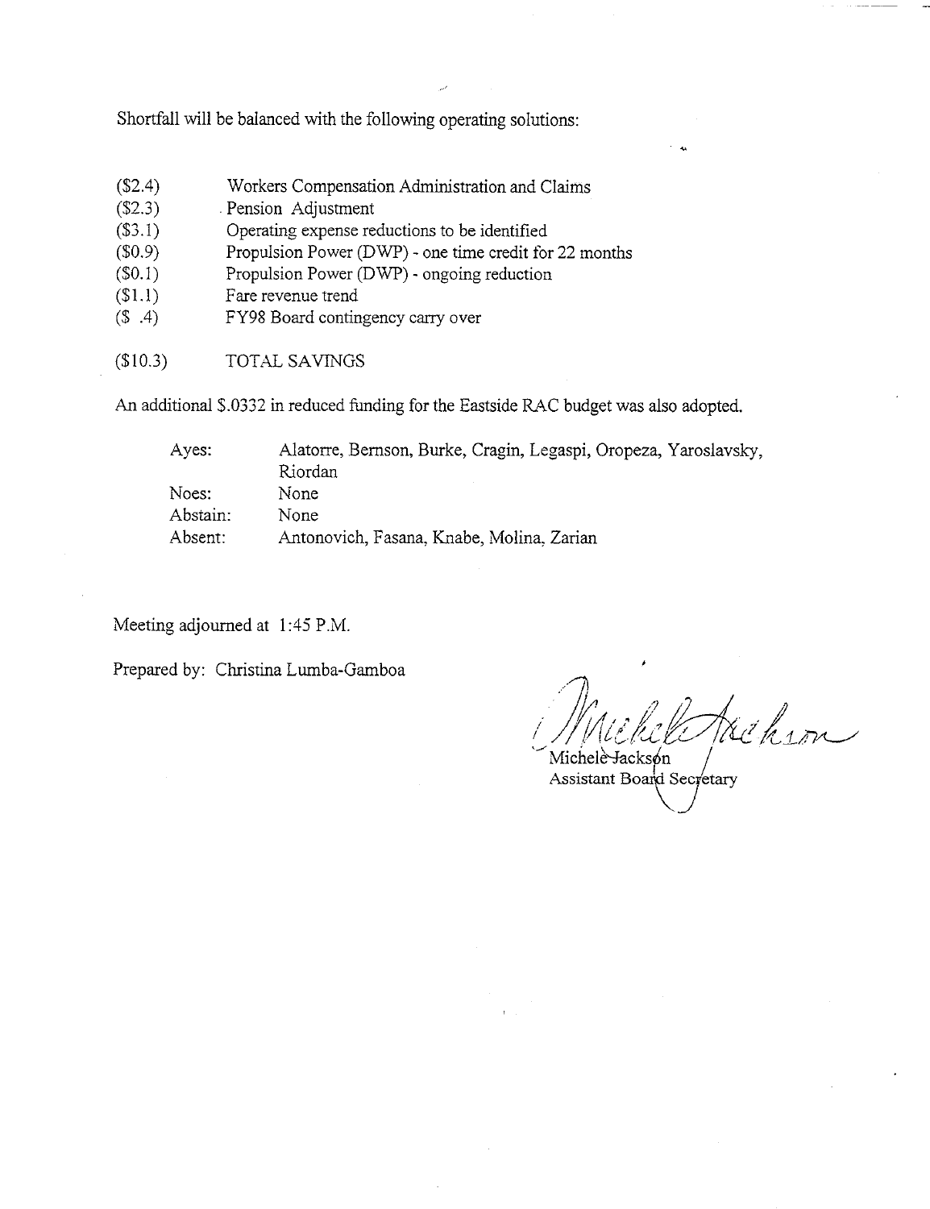Shortfall will be balanced with the following operating solutions:

| | |
|---|---|
| ($2.4) | Workers Compensation Administration and Claims |
| ($2.3) | Pension Adjustment |
| ($3.1) | Operating expense reductions to be identified |
| ($0.9) | Propulsion Power (DWP) - one time credit for 22 months |
| ($0.1) | Propulsion Power (DWP) - ongoing reduction |
| ($1.1) | Fare revenue trend |
| ($ .4) | FY98 Board contingency carry over |
| ($10.3) | TOTAL SAVINGS |

An additional $.0332 in reduced funding for the Eastside RAC budget was also adopted.

| | |
|---|---|
| Ayes: | Alatorre, Bernson, Burke, Cragin, Legaspi, Oropeza, Yaroslavsky, Riordan |
| Noes: | None |
| Abstain: | None |
| Absent: | Antonovich, Fasana, Knabe, Molina, Zarian |

Meeting adjourned at 1:45 P.M.

Prepared by: Christina Lumba-Gamboa

Michele Jackson
Assistant Board Secretary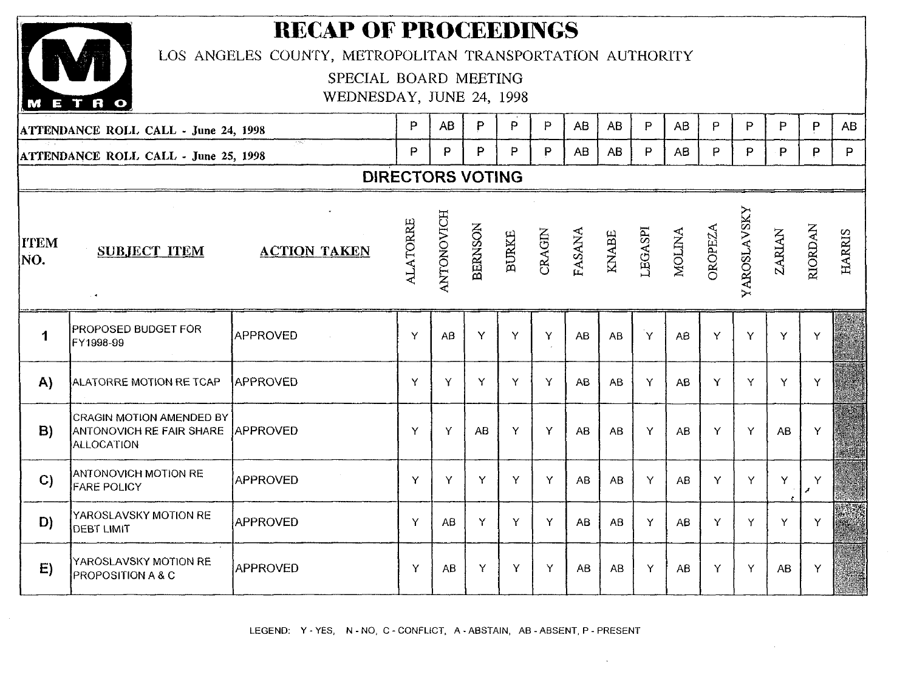# RECAP OF PROCEEDINGS

LOS ANGELES COUNTY, METROPOLITAN TRANSPORTATION AUTHORITY

SPECIAL BOARD MEETING

WEDNESDAY, JUNE 24, 1998

| | | | ALATORRE | ANTONOVICH | BERNSON | BURKE | CRAGIN | FASANA | KNABE | LEGASPI | MOLINA | OROPEZA | YAROSLAVSKY | ZARIAN | RIORDAN | HARRIS |
|---|---|---|---|---|---|---|---|---|---|---|---|---|---|---|---|---|
| ATTENDANCE ROLL CALL - June 24, 1998 | | | P | AB | P | P | P | AB | AB | P | AB | P | P | P | P | AB |
| ATTENDANCE ROLL CALL - June 25, 1998 | | | P | P | P | P | P | AB | AB | P | AB | P | P | P | P | P |
| **DIRECTORS VOTING** | | | | | | | | | | | | | | | | |
| **ITEM NO.** | **SUBJECT ITEM** | **ACTION TAKEN** | | | | | | | | | | | | | | |
| 1 | PROPOSED BUDGET FOR FY1998-99 | APPROVED | Y | AB | Y | Y | Y | AB | AB | Y | AB | Y | Y | Y | Y | |
| A) | ALATORRE MOTION RE TCAP | APPROVED | Y | Y | Y | Y | Y | AB | AB | Y | AB | Y | Y | Y | Y | |
| B) | CRAGIN MOTION AMENDED BY ANTONOVICH RE FAIR SHARE ALLOCATION | APPROVED | Y | Y | AB | Y | Y | AB | AB | Y | AB | Y | Y | AB | Y | |
| C) | ANTONOVICH MOTION RE FARE POLICY | APPROVED | Y | Y | Y | Y | Y | AB | AB | Y | AB | Y | Y | Y | Y | |
| D) | YAROSLAVSKY MOTION RE DEBT LIMIT | APPROVED | Y | AB | Y | Y | Y | AB | AB | Y | AB | Y | Y | Y | Y | |
| E) | YAROSLAVSKY MOTION RE PROPOSITION A & C | APPROVED | Y | AB | Y | Y | Y | AB | AB | Y | AB | Y | Y | AB | Y | |

LEGEND: Y - YES, N - NO, C - CONFLICT, A - ABSTAIN, AB - ABSENT, P - PRESENT